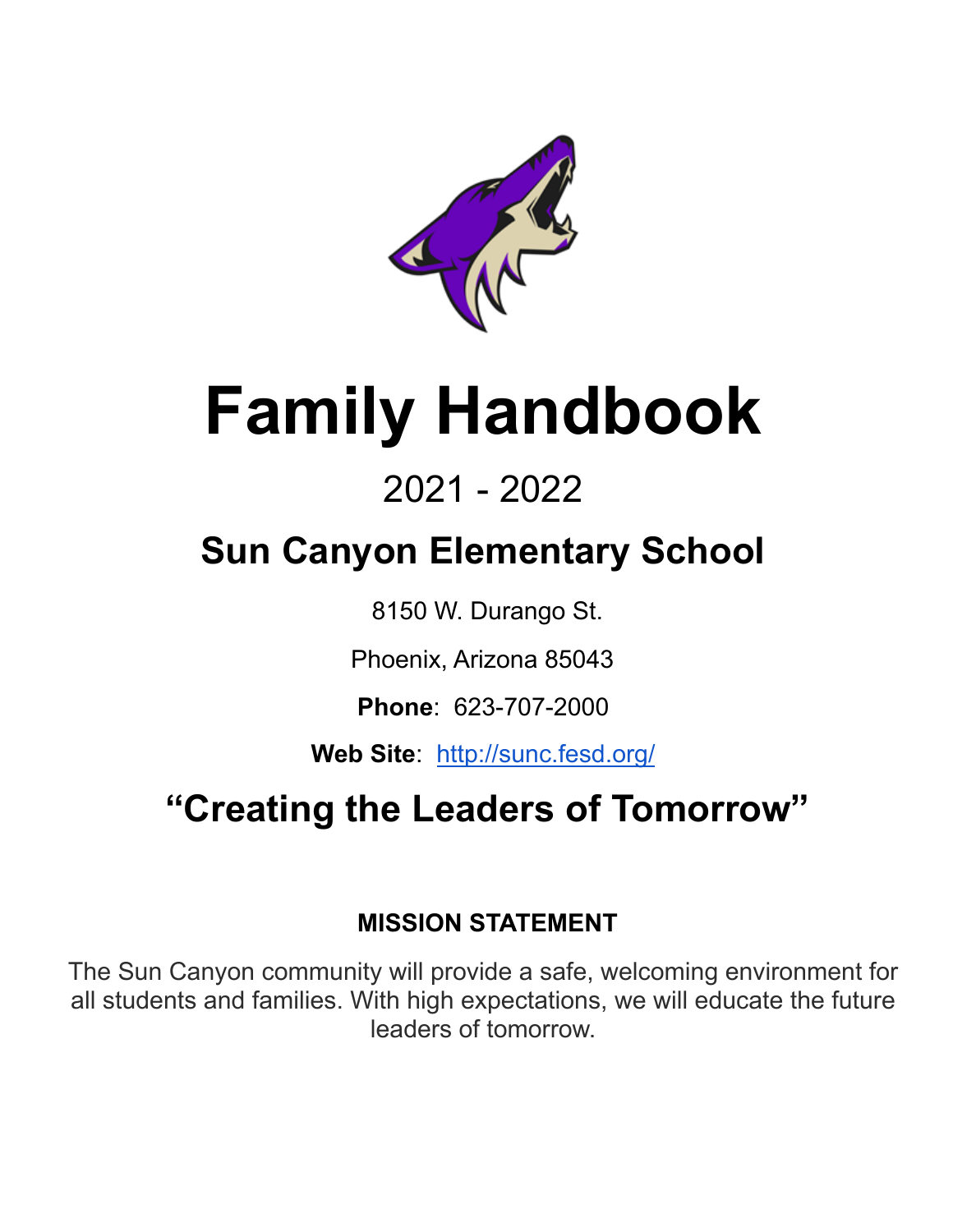# Family Handbook

2021 - 2022

## Sun Canyon Elementary School

8150 W. Durango St.

Phoenix, Arizona 85043

**Phone**: 623-707-2000

**Web Site**: [http://sunc.fesd.org/](http://sunc.fesd.org/)

## "Creating the Leaders of Tomorrow"

### MISSION STATEMENT

The Sun Canyon community will provide a safe, welcoming environment for all students and families. With high expectations, we will educate the future leaders of tomorrow.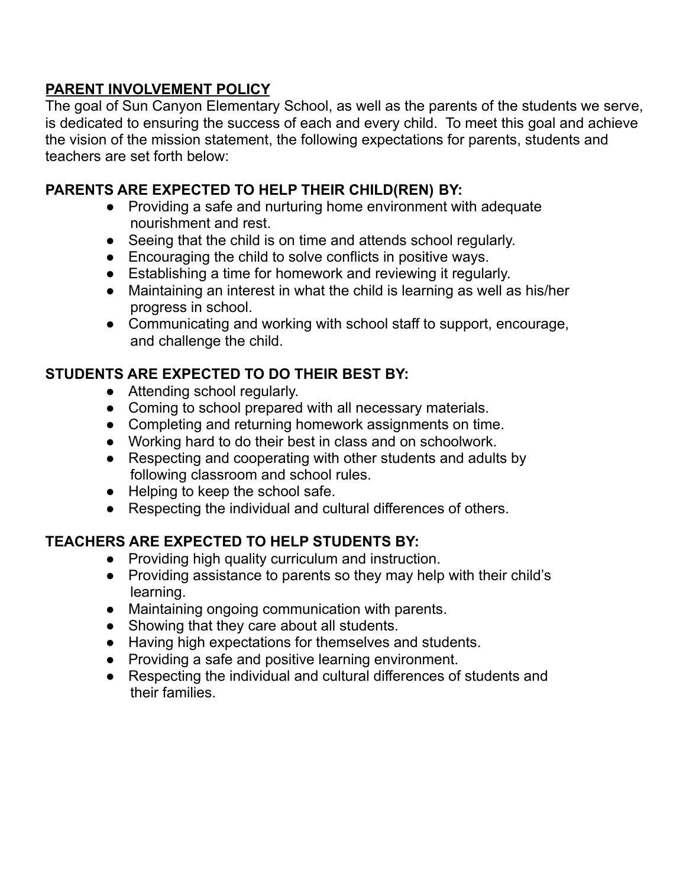## PARENT INVOLVEMENT POLICY

The goal of Sun Canyon Elementary School, as well as the parents of the students we serve, is dedicated to ensuring the success of each and every child. To meet this goal and achieve the vision of the mission statement, the following expectations for parents, students and teachers are set forth below:

### PARENTS ARE EXPECTED TO HELP THEIR CHILD(REN) BY:

- Providing a safe and nurturing home environment with adequate nourishment and rest.
- Seeing that the child is on time and attends school regularly.
- Encouraging the child to solve conflicts in positive ways.
- Establishing a time for homework and reviewing it regularly.
- Maintaining an interest in what the child is learning as well as his/her progress in school.
- Communicating and working with school staff to support, encourage, and challenge the child.

### STUDENTS ARE EXPECTED TO DO THEIR BEST BY:

- Attending school regularly.
- Coming to school prepared with all necessary materials.
- Completing and returning homework assignments on time.
- Working hard to do their best in class and on schoolwork.
- Respecting and cooperating with other students and adults by following classroom and school rules.
- Helping to keep the school safe.
- Respecting the individual and cultural differences of others.

### TEACHERS ARE EXPECTED TO HELP STUDENTS BY:

- Providing high quality curriculum and instruction.
- Providing assistance to parents so they may help with their child's learning.
- Maintaining ongoing communication with parents.
- Showing that they care about all students.
- Having high expectations for themselves and students.
- Providing a safe and positive learning environment.
- Respecting the individual and cultural differences of students and their families.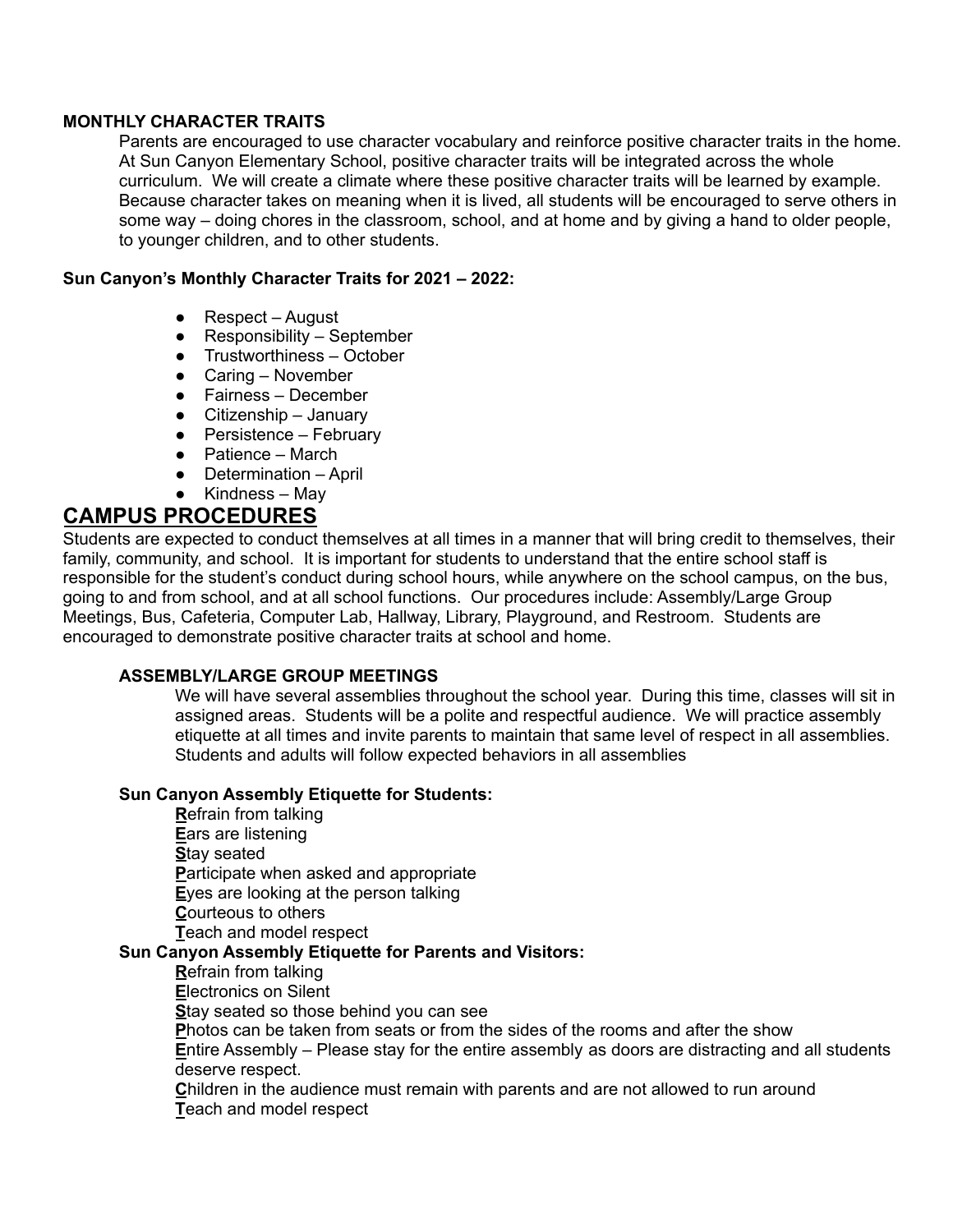**MONTHLY CHARACTER TRAITS**

Parents are encouraged to use character vocabulary and reinforce positive character traits in the home. At Sun Canyon Elementary School, positive character traits will be integrated across the whole curriculum. We will create a climate where these positive character traits will be learned by example. Because character takes on meaning when it is lived, all students will be encouraged to serve others in some way – doing chores in the classroom, school, and at home and by giving a hand to older people, to younger children, and to other students.

**Sun Canyon's Monthly Character Traits for 2021 – 2022:**

- Respect – August
- Responsibility – September
- Trustworthiness – October
- Caring – November
- Fairness – December
- Citizenship – January
- Persistence – February
- Patience – March
- Determination – April
- Kindness – May

## CAMPUS PROCEDURES

Students are expected to conduct themselves at all times in a manner that will bring credit to themselves, their family, community, and school. It is important for students to understand that the entire school staff is responsible for the student's conduct during school hours, while anywhere on the school campus, on the bus, going to and from school, and at all school functions. Our procedures include: Assembly/Large Group Meetings, Bus, Cafeteria, Computer Lab, Hallway, Library, Playground, and Restroom. Students are encouraged to demonstrate positive character traits at school and home.

**ASSEMBLY/LARGE GROUP MEETINGS**

We will have several assemblies throughout the school year. During this time, classes will sit in assigned areas. Students will be a polite and respectful audience. We will practice assembly etiquette at all times and invite parents to maintain that same level of respect in all assemblies. Students and adults will follow expected behaviors in all assemblies

**Sun Canyon Assembly Etiquette for Students:**

**R**efrain from talking
**E**ars are listening
**S**tay seated
**P**articipate when asked and appropriate
**E**yes are looking at the person talking
**C**ourteous to others
**T**each and model respect

**Sun Canyon Assembly Etiquette for Parents and Visitors:**

**R**efrain from talking
**E**lectronics on Silent
**S**tay seated so those behind you can see
**P**hotos can be taken from seats or from the sides of the rooms and after the show
**E**ntire Assembly – Please stay for the entire assembly as doors are distracting and all students deserve respect.
**C**hildren in the audience must remain with parents and are not allowed to run around
**T**each and model respect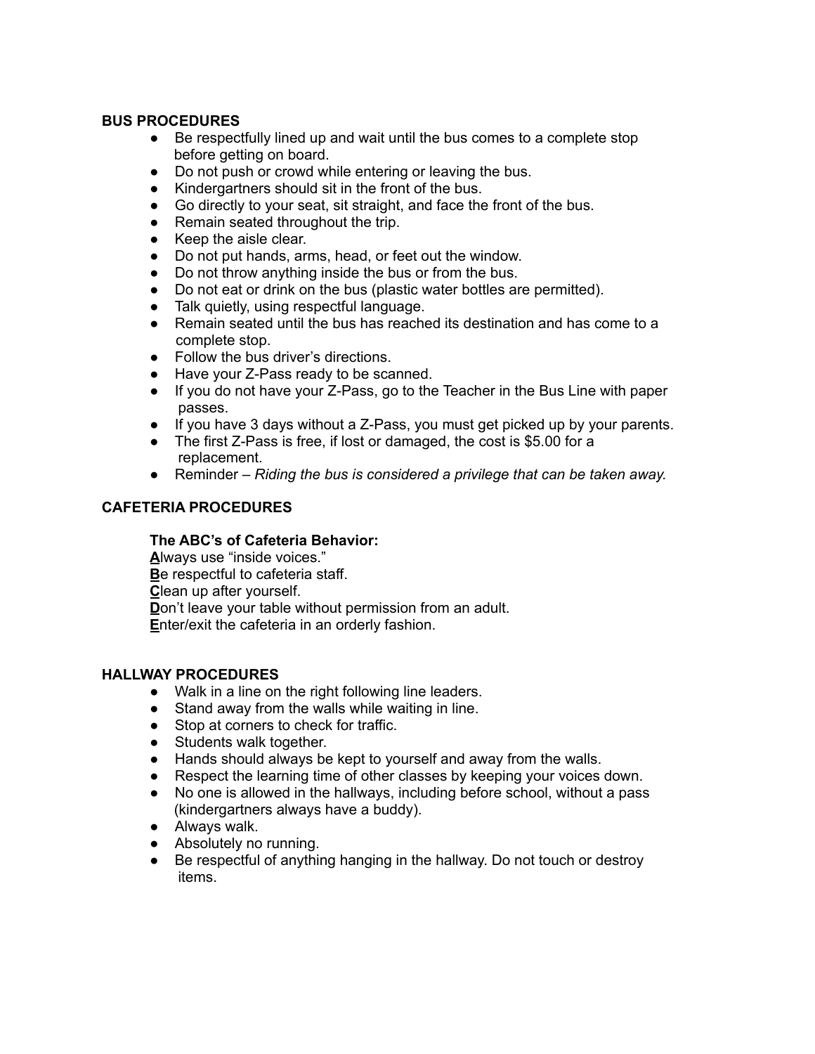## BUS PROCEDURES

- Be respectfully lined up and wait until the bus comes to a complete stop before getting on board.
- Do not push or crowd while entering or leaving the bus.
- Kindergartners should sit in the front of the bus.
- Go directly to your seat, sit straight, and face the front of the bus.
- Remain seated throughout the trip.
- Keep the aisle clear.
- Do not put hands, arms, head, or feet out the window.
- Do not throw anything inside the bus or from the bus.
- Do not eat or drink on the bus (plastic water bottles are permitted).
- Talk quietly, using respectful language.
- Remain seated until the bus has reached its destination and has come to a complete stop.
- Follow the bus driver's directions.
- Have your Z-Pass ready to be scanned.
- If you do not have your Z-Pass, go to the Teacher in the Bus Line with paper passes.
- If you have 3 days without a Z-Pass, you must get picked up by your parents.
- The first Z-Pass is free, if lost or damaged, the cost is $5.00 for a replacement.
- Reminder – *Riding the bus is considered a privilege that can be taken away.*

## CAFETERIA PROCEDURES

**The ABC's of Cafeteria Behavior:**

**A**lways use "inside voices."
**B**e respectful to cafeteria staff.
**C**lean up after yourself.
**D**on't leave your table without permission from an adult.
**E**nter/exit the cafeteria in an orderly fashion.

## HALLWAY PROCEDURES

- Walk in a line on the right following line leaders.
- Stand away from the walls while waiting in line.
- Stop at corners to check for traffic.
- Students walk together.
- Hands should always be kept to yourself and away from the walls.
- Respect the learning time of other classes by keeping your voices down.
- No one is allowed in the hallways, including before school, without a pass (kindergartners always have a buddy).
- Always walk.
- Absolutely no running.
- Be respectful of anything hanging in the hallway. Do not touch or destroy items.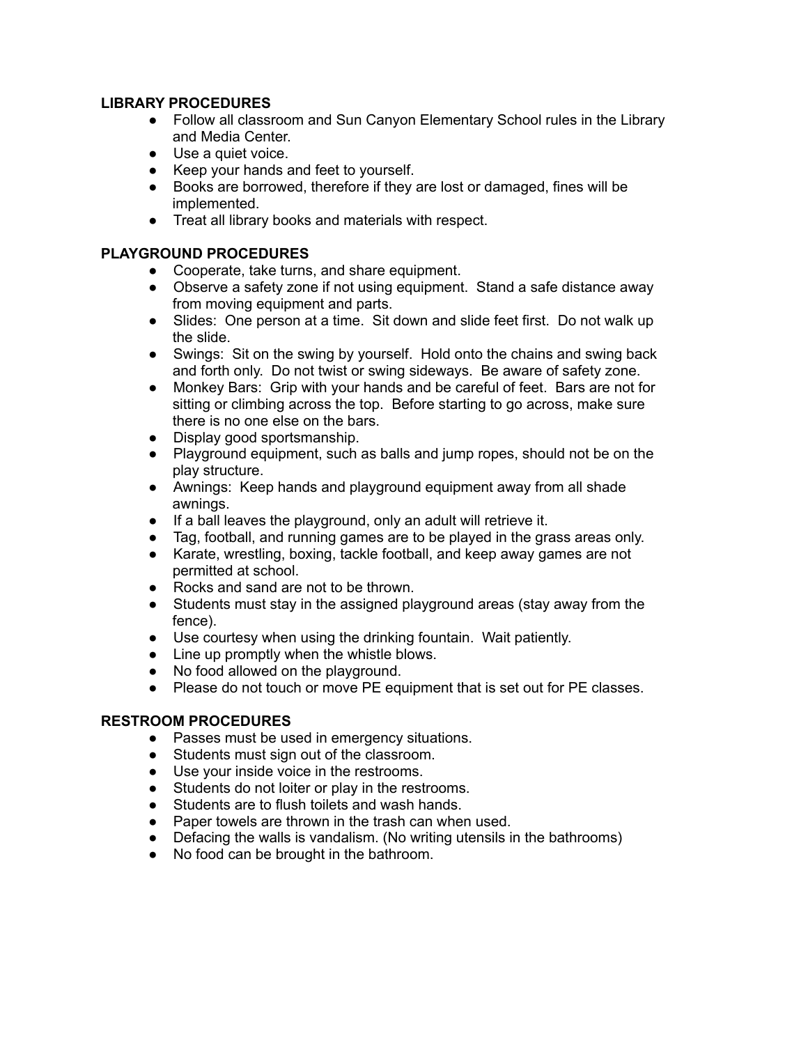**LIBRARY PROCEDURES**

- Follow all classroom and Sun Canyon Elementary School rules in the Library and Media Center.
- Use a quiet voice.
- Keep your hands and feet to yourself.
- Books are borrowed, therefore if they are lost or damaged, fines will be implemented.
- Treat all library books and materials with respect.

**PLAYGROUND PROCEDURES**

- Cooperate, take turns, and share equipment.
- Observe a safety zone if not using equipment. Stand a safe distance away from moving equipment and parts.
- Slides: One person at a time. Sit down and slide feet first. Do not walk up the slide.
- Swings: Sit on the swing by yourself. Hold onto the chains and swing back and forth only. Do not twist or swing sideways. Be aware of safety zone.
- Monkey Bars: Grip with your hands and be careful of feet. Bars are not for sitting or climbing across the top. Before starting to go across, make sure there is no one else on the bars.
- Display good sportsmanship.
- Playground equipment, such as balls and jump ropes, should not be on the play structure.
- Awnings: Keep hands and playground equipment away from all shade awnings.
- If a ball leaves the playground, only an adult will retrieve it.
- Tag, football, and running games are to be played in the grass areas only.
- Karate, wrestling, boxing, tackle football, and keep away games are not permitted at school.
- Rocks and sand are not to be thrown.
- Students must stay in the assigned playground areas (stay away from the fence).
- Use courtesy when using the drinking fountain. Wait patiently.
- Line up promptly when the whistle blows.
- No food allowed on the playground.
- Please do not touch or move PE equipment that is set out for PE classes.

**RESTROOM PROCEDURES**

- Passes must be used in emergency situations.
- Students must sign out of the classroom.
- Use your inside voice in the restrooms.
- Students do not loiter or play in the restrooms.
- Students are to flush toilets and wash hands.
- Paper towels are thrown in the trash can when used.
- Defacing the walls is vandalism. (No writing utensils in the bathrooms)
- No food can be brought in the bathroom.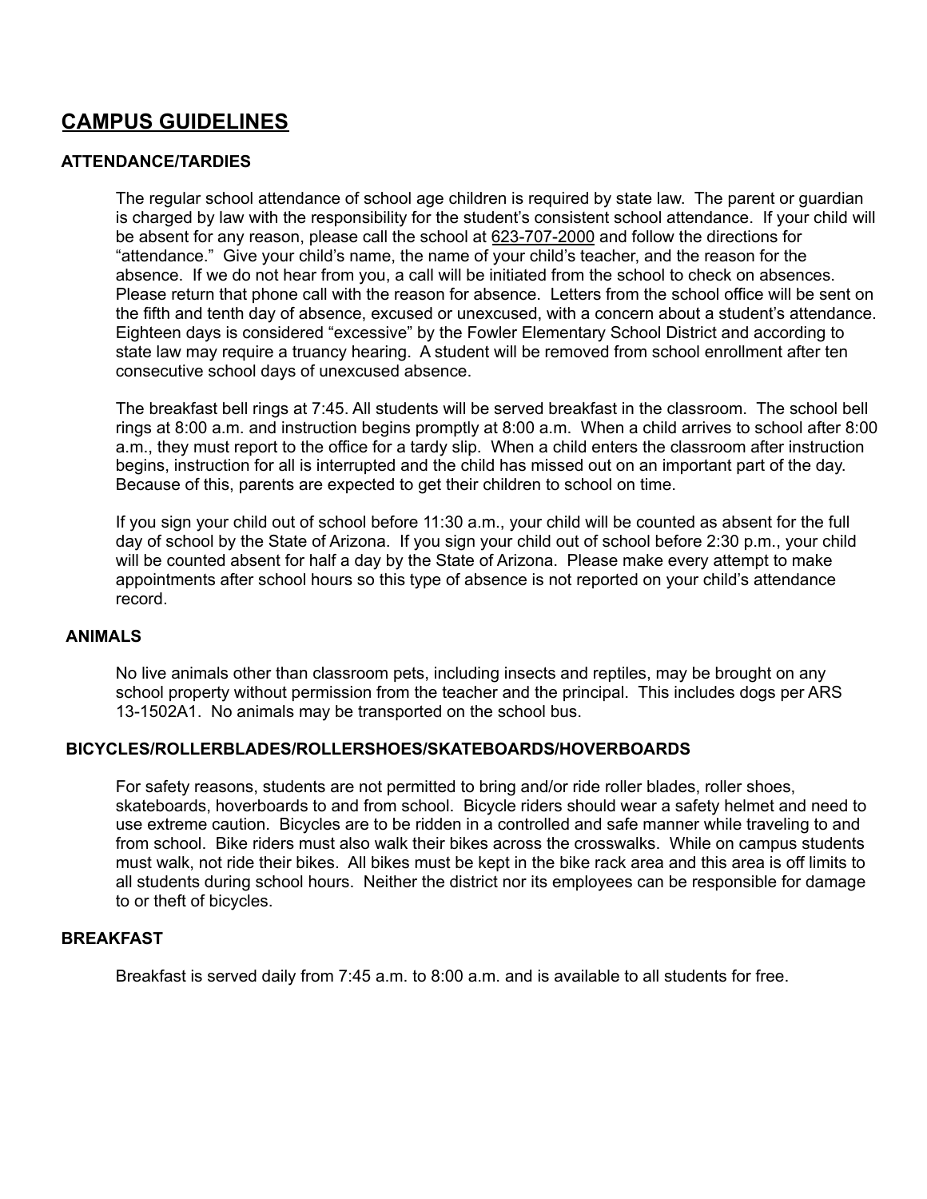## CAMPUS GUIDELINES

### ATTENDANCE/TARDIES

The regular school attendance of school age children is required by state law. The parent or guardian is charged by law with the responsibility for the student's consistent school attendance. If your child will be absent for any reason, please call the school at 623-707-2000 and follow the directions for "attendance." Give your child's name, the name of your child's teacher, and the reason for the absence. If we do not hear from you, a call will be initiated from the school to check on absences. Please return that phone call with the reason for absence. Letters from the school office will be sent on the fifth and tenth day of absence, excused or unexcused, with a concern about a student's attendance. Eighteen days is considered "excessive" by the Fowler Elementary School District and according to state law may require a truancy hearing. A student will be removed from school enrollment after ten consecutive school days of unexcused absence.

The breakfast bell rings at 7:45. All students will be served breakfast in the classroom. The school bell rings at 8:00 a.m. and instruction begins promptly at 8:00 a.m. When a child arrives to school after 8:00 a.m., they must report to the office for a tardy slip. When a child enters the classroom after instruction begins, instruction for all is interrupted and the child has missed out on an important part of the day. Because of this, parents are expected to get their children to school on time.

If you sign your child out of school before 11:30 a.m., your child will be counted as absent for the full day of school by the State of Arizona. If you sign your child out of school before 2:30 p.m., your child will be counted absent for half a day by the State of Arizona. Please make every attempt to make appointments after school hours so this type of absence is not reported on your child's attendance record.

### ANIMALS

No live animals other than classroom pets, including insects and reptiles, may be brought on any school property without permission from the teacher and the principal. This includes dogs per ARS 13-1502A1. No animals may be transported on the school bus.

### BICYCLES/ROLLERBLADES/ROLLERSHOES/SKATEBOARDS/HOVERBOARDS

For safety reasons, students are not permitted to bring and/or ride roller blades, roller shoes, skateboards, hoverboards to and from school. Bicycle riders should wear a safety helmet and need to use extreme caution. Bicycles are to be ridden in a controlled and safe manner while traveling to and from school. Bike riders must also walk their bikes across the crosswalks. While on campus students must walk, not ride their bikes. All bikes must be kept in the bike rack area and this area is off limits to all students during school hours. Neither the district nor its employees can be responsible for damage to or theft of bicycles.

### BREAKFAST

Breakfast is served daily from 7:45 a.m. to 8:00 a.m. and is available to all students for free.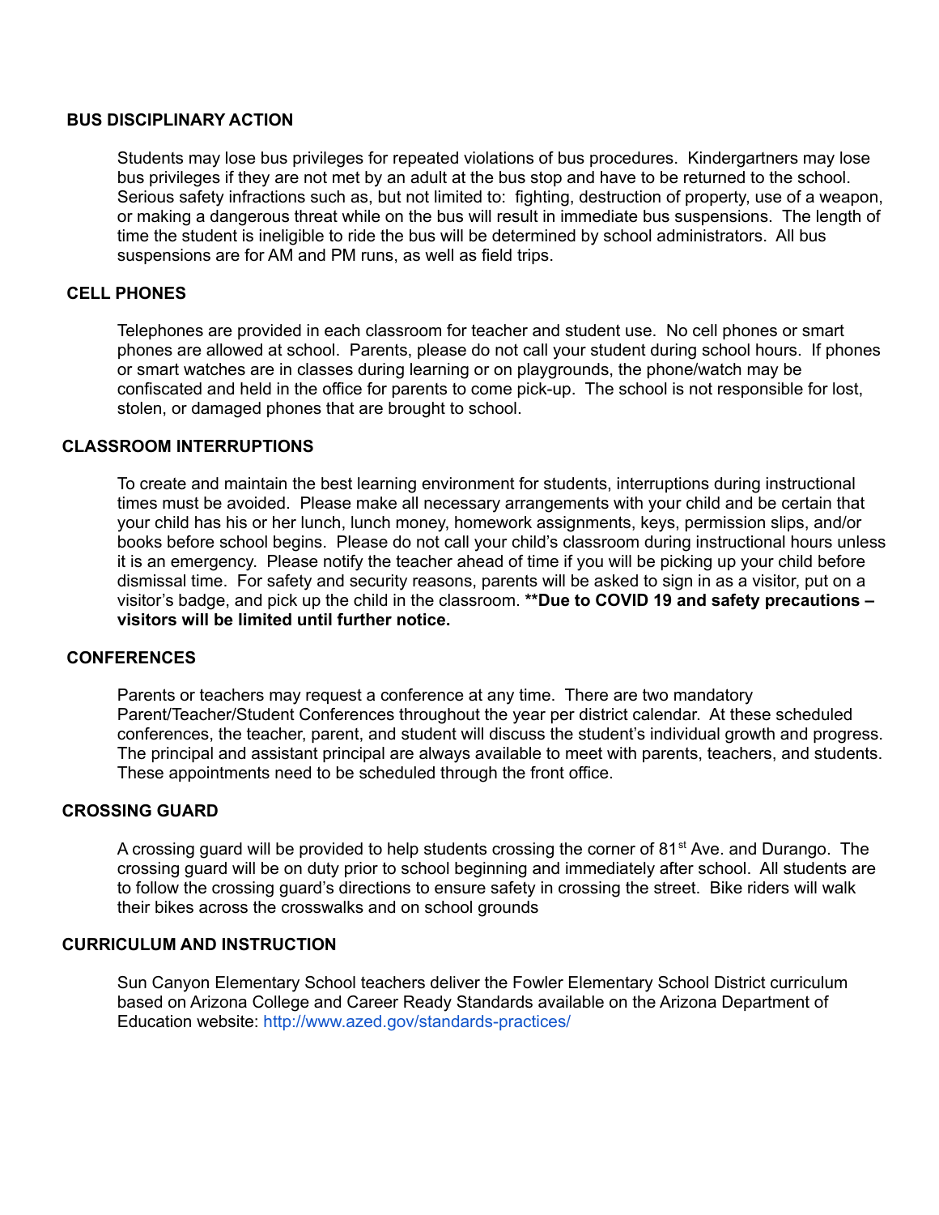## BUS DISCIPLINARY ACTION

Students may lose bus privileges for repeated violations of bus procedures. Kindergartners may lose bus privileges if they are not met by an adult at the bus stop and have to be returned to the school. Serious safety infractions such as, but not limited to: fighting, destruction of property, use of a weapon, or making a dangerous threat while on the bus will result in immediate bus suspensions. The length of time the student is ineligible to ride the bus will be determined by school administrators. All bus suspensions are for AM and PM runs, as well as field trips.

## CELL PHONES

Telephones are provided in each classroom for teacher and student use. No cell phones or smart phones are allowed at school. Parents, please do not call your student during school hours. If phones or smart watches are in classes during learning or on playgrounds, the phone/watch may be confiscated and held in the office for parents to come pick-up. The school is not responsible for lost, stolen, or damaged phones that are brought to school.

## CLASSROOM INTERRUPTIONS

To create and maintain the best learning environment for students, interruptions during instructional times must be avoided. Please make all necessary arrangements with your child and be certain that your child has his or her lunch, lunch money, homework assignments, keys, permission slips, and/or books before school begins. Please do not call your child's classroom during instructional hours unless it is an emergency. Please notify the teacher ahead of time if you will be picking up your child before dismissal time. For safety and security reasons, parents will be asked to sign in as a visitor, put on a visitor's badge, and pick up the child in the classroom. **\*\*Due to COVID 19 and safety precautions – visitors will be limited until further notice.**

## CONFERENCES

Parents or teachers may request a conference at any time. There are two mandatory Parent/Teacher/Student Conferences throughout the year per district calendar. At these scheduled conferences, the teacher, parent, and student will discuss the student's individual growth and progress. The principal and assistant principal are always available to meet with parents, teachers, and students. These appointments need to be scheduled through the front office.

## CROSSING GUARD

A crossing guard will be provided to help students crossing the corner of 81st Ave. and Durango. The crossing guard will be on duty prior to school beginning and immediately after school. All students are to follow the crossing guard's directions to ensure safety in crossing the street. Bike riders will walk their bikes across the crosswalks and on school grounds

## CURRICULUM AND INSTRUCTION

Sun Canyon Elementary School teachers deliver the Fowler Elementary School District curriculum based on Arizona College and Career Ready Standards available on the Arizona Department of Education website: http://www.azed.gov/standards-practices/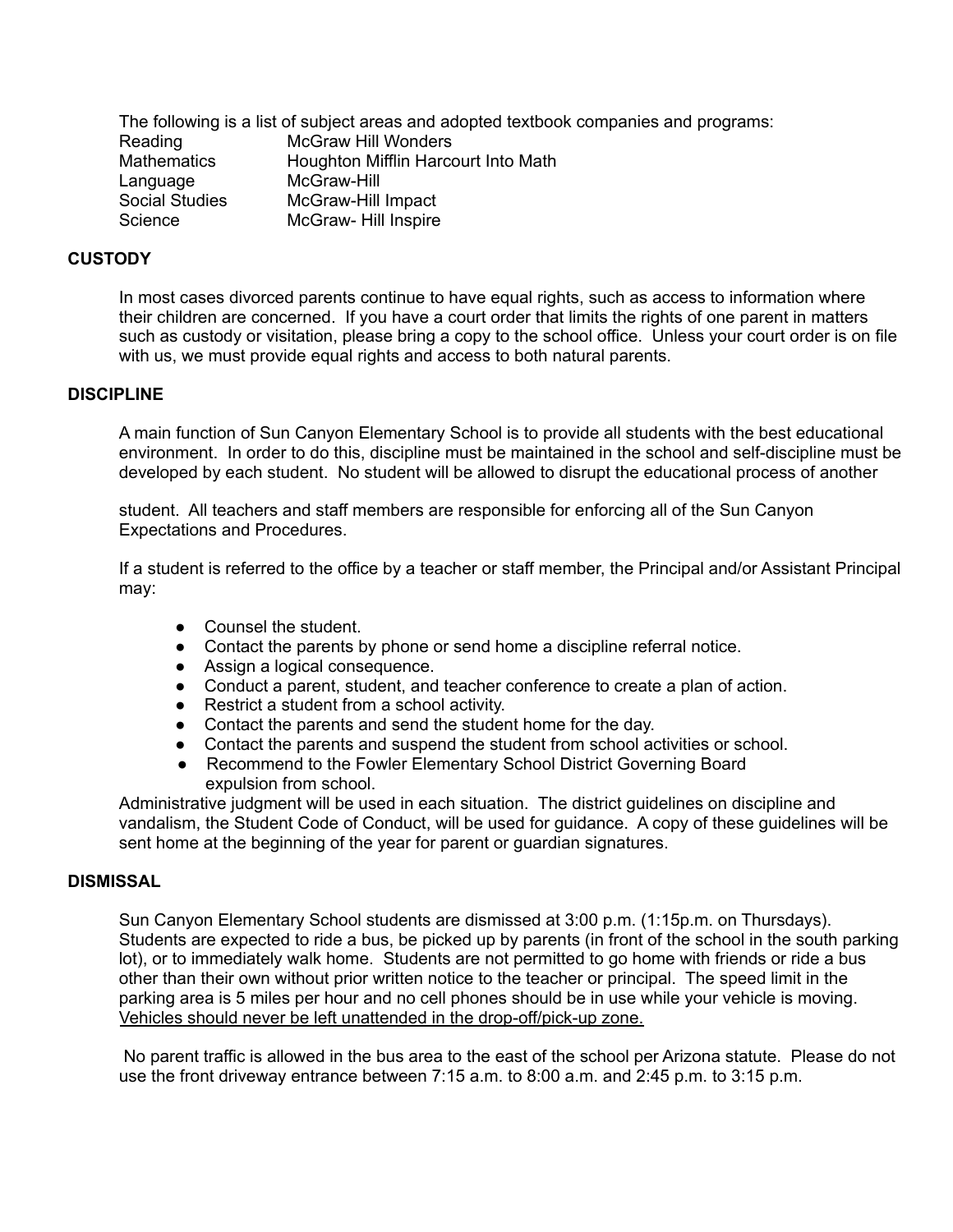The following is a list of subject areas and adopted textbook companies and programs:

| | |
|---|---|
| Reading | McGraw Hill Wonders |
| Mathematics | Houghton Mifflin Harcourt Into Math |
| Language | McGraw-Hill |
| Social Studies | McGraw-Hill Impact |
| Science | McGraw- Hill Inspire |

## CUSTODY

In most cases divorced parents continue to have equal rights, such as access to information where their children are concerned. If you have a court order that limits the rights of one parent in matters such as custody or visitation, please bring a copy to the school office. Unless your court order is on file with us, we must provide equal rights and access to both natural parents.

## DISCIPLINE

A main function of Sun Canyon Elementary School is to provide all students with the best educational environment. In order to do this, discipline must be maintained in the school and self-discipline must be developed by each student. No student will be allowed to disrupt the educational process of another student. All teachers and staff members are responsible for enforcing all of the Sun Canyon Expectations and Procedures.

If a student is referred to the office by a teacher or staff member, the Principal and/or Assistant Principal may:

- Counsel the student.
- Contact the parents by phone or send home a discipline referral notice.
- Assign a logical consequence.
- Conduct a parent, student, and teacher conference to create a plan of action.
- Restrict a student from a school activity.
- Contact the parents and send the student home for the day.
- Contact the parents and suspend the student from school activities or school.
- Recommend to the Fowler Elementary School District Governing Board expulsion from school.

Administrative judgment will be used in each situation. The district guidelines on discipline and vandalism, the Student Code of Conduct, will be used for guidance. A copy of these guidelines will be sent home at the beginning of the year for parent or guardian signatures.

## DISMISSAL

Sun Canyon Elementary School students are dismissed at 3:00 p.m. (1:15p.m. on Thursdays). Students are expected to ride a bus, be picked up by parents (in front of the school in the south parking lot), or to immediately walk home. Students are not permitted to go home with friends or ride a bus other than their own without prior written notice to the teacher or principal. The speed limit in the parking area is 5 miles per hour and no cell phones should be in use while your vehicle is moving. <u>Vehicles should never be left unattended in the drop-off/pick-up zone.</u>

No parent traffic is allowed in the bus area to the east of the school per Arizona statute. Please do not use the front driveway entrance between 7:15 a.m. to 8:00 a.m. and 2:45 p.m. to 3:15 p.m.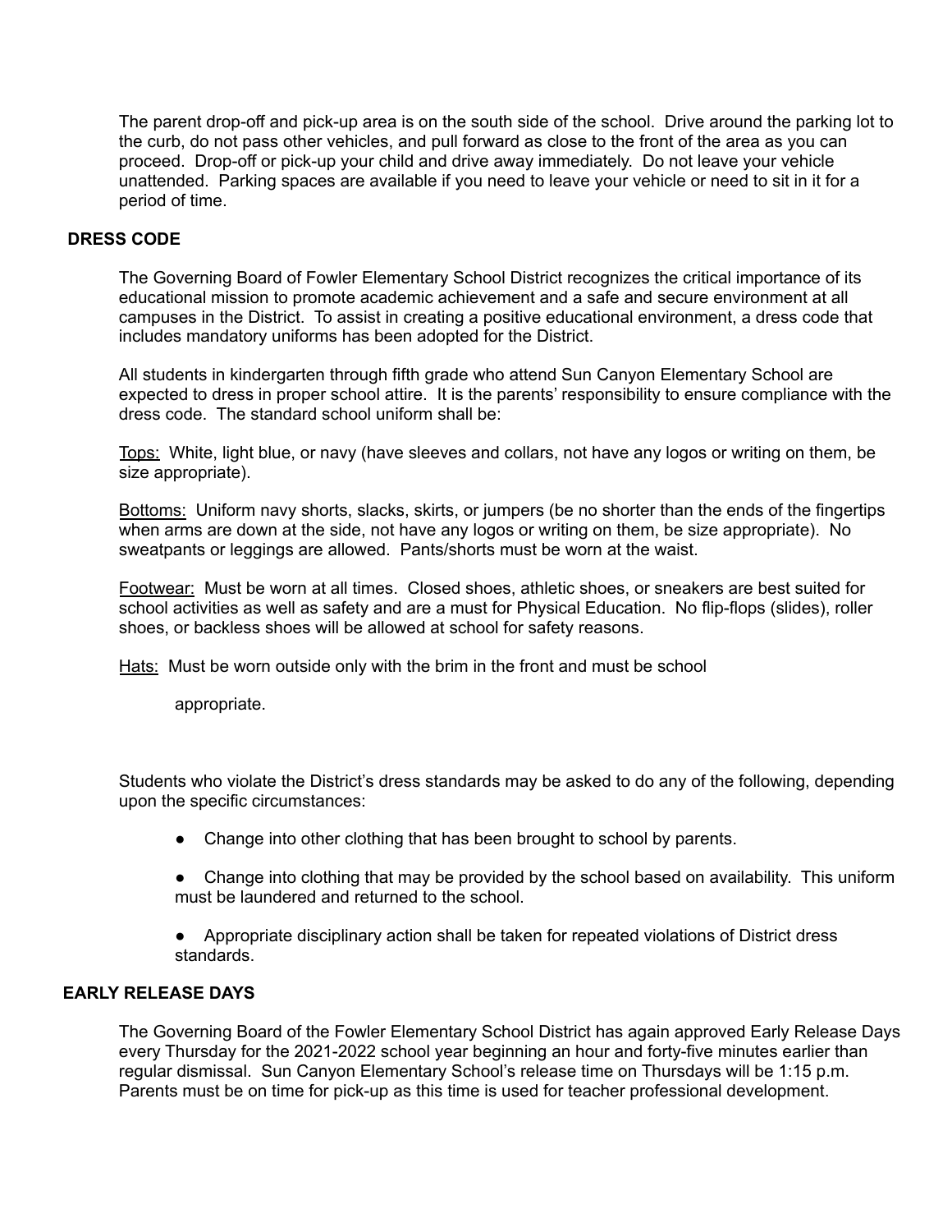The parent drop-off and pick-up area is on the south side of the school. Drive around the parking lot to the curb, do not pass other vehicles, and pull forward as close to the front of the area as you can proceed. Drop-off or pick-up your child and drive away immediately. Do not leave your vehicle unattended. Parking spaces are available if you need to leave your vehicle or need to sit in it for a period of time.

## DRESS CODE

The Governing Board of Fowler Elementary School District recognizes the critical importance of its educational mission to promote academic achievement and a safe and secure environment at all campuses in the District. To assist in creating a positive educational environment, a dress code that includes mandatory uniforms has been adopted for the District.

All students in kindergarten through fifth grade who attend Sun Canyon Elementary School are expected to dress in proper school attire. It is the parents' responsibility to ensure compliance with the dress code. The standard school uniform shall be:

Tops: White, light blue, or navy (have sleeves and collars, not have any logos or writing on them, be size appropriate).

Bottoms: Uniform navy shorts, slacks, skirts, or jumpers (be no shorter than the ends of the fingertips when arms are down at the side, not have any logos or writing on them, be size appropriate). No sweatpants or leggings are allowed. Pants/shorts must be worn at the waist.

Footwear: Must be worn at all times. Closed shoes, athletic shoes, or sneakers are best suited for school activities as well as safety and are a must for Physical Education. No flip-flops (slides), roller shoes, or backless shoes will be allowed at school for safety reasons.

Hats: Must be worn outside only with the brim in the front and must be school appropriate.

Students who violate the District's dress standards may be asked to do any of the following, depending upon the specific circumstances:

- Change into other clothing that has been brought to school by parents.
- Change into clothing that may be provided by the school based on availability. This uniform must be laundered and returned to the school.
- Appropriate disciplinary action shall be taken for repeated violations of District dress standards.

## EARLY RELEASE DAYS

The Governing Board of the Fowler Elementary School District has again approved Early Release Days every Thursday for the 2021-2022 school year beginning an hour and forty-five minutes earlier than regular dismissal. Sun Canyon Elementary School's release time on Thursdays will be 1:15 p.m. Parents must be on time for pick-up as this time is used for teacher professional development.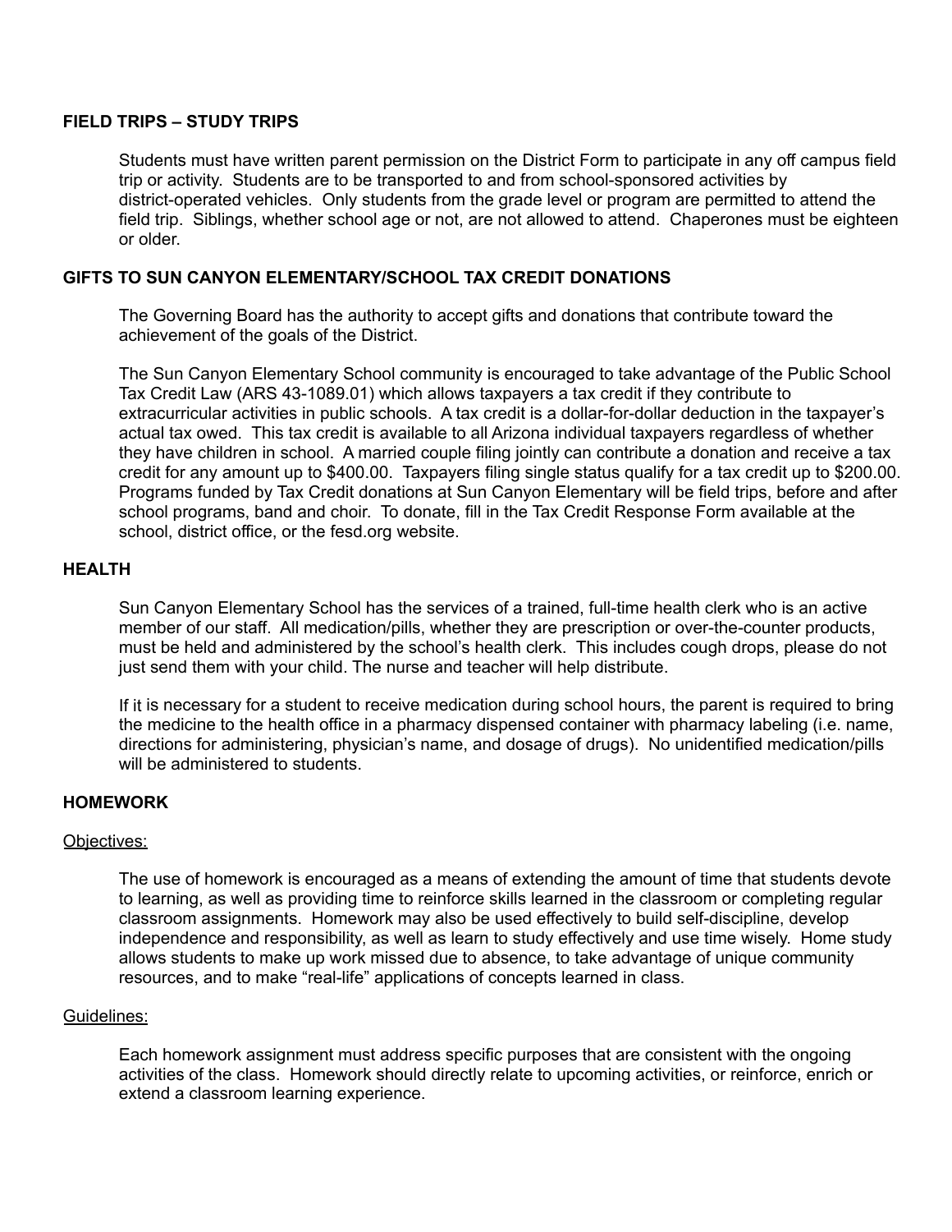## FIELD TRIPS – STUDY TRIPS

Students must have written parent permission on the District Form to participate in any off campus field trip or activity. Students are to be transported to and from school-sponsored activities by district-operated vehicles. Only students from the grade level or program are permitted to attend the field trip. Siblings, whether school age or not, are not allowed to attend. Chaperones must be eighteen or older.

## GIFTS TO SUN CANYON ELEMENTARY/SCHOOL TAX CREDIT DONATIONS

The Governing Board has the authority to accept gifts and donations that contribute toward the achievement of the goals of the District.

The Sun Canyon Elementary School community is encouraged to take advantage of the Public School Tax Credit Law (ARS 43-1089.01) which allows taxpayers a tax credit if they contribute to extracurricular activities in public schools. A tax credit is a dollar-for-dollar deduction in the taxpayer's actual tax owed. This tax credit is available to all Arizona individual taxpayers regardless of whether they have children in school. A married couple filing jointly can contribute a donation and receive a tax credit for any amount up to $400.00. Taxpayers filing single status qualify for a tax credit up to $200.00. Programs funded by Tax Credit donations at Sun Canyon Elementary will be field trips, before and after school programs, band and choir. To donate, fill in the Tax Credit Response Form available at the school, district office, or the fesd.org website.

## HEALTH

Sun Canyon Elementary School has the services of a trained, full-time health clerk who is an active member of our staff. All medication/pills, whether they are prescription or over-the-counter products, must be held and administered by the school's health clerk. This includes cough drops, please do not just send them with your child. The nurse and teacher will help distribute.

If it is necessary for a student to receive medication during school hours, the parent is required to bring the medicine to the health office in a pharmacy dispensed container with pharmacy labeling (i.e. name, directions for administering, physician's name, and dosage of drugs). No unidentified medication/pills will be administered to students.

## HOMEWORK

Objectives:

The use of homework is encouraged as a means of extending the amount of time that students devote to learning, as well as providing time to reinforce skills learned in the classroom or completing regular classroom assignments. Homework may also be used effectively to build self-discipline, develop independence and responsibility, as well as learn to study effectively and use time wisely. Home study allows students to make up work missed due to absence, to take advantage of unique community resources, and to make "real-life" applications of concepts learned in class.

Guidelines:

Each homework assignment must address specific purposes that are consistent with the ongoing activities of the class. Homework should directly relate to upcoming activities, or reinforce, enrich or extend a classroom learning experience.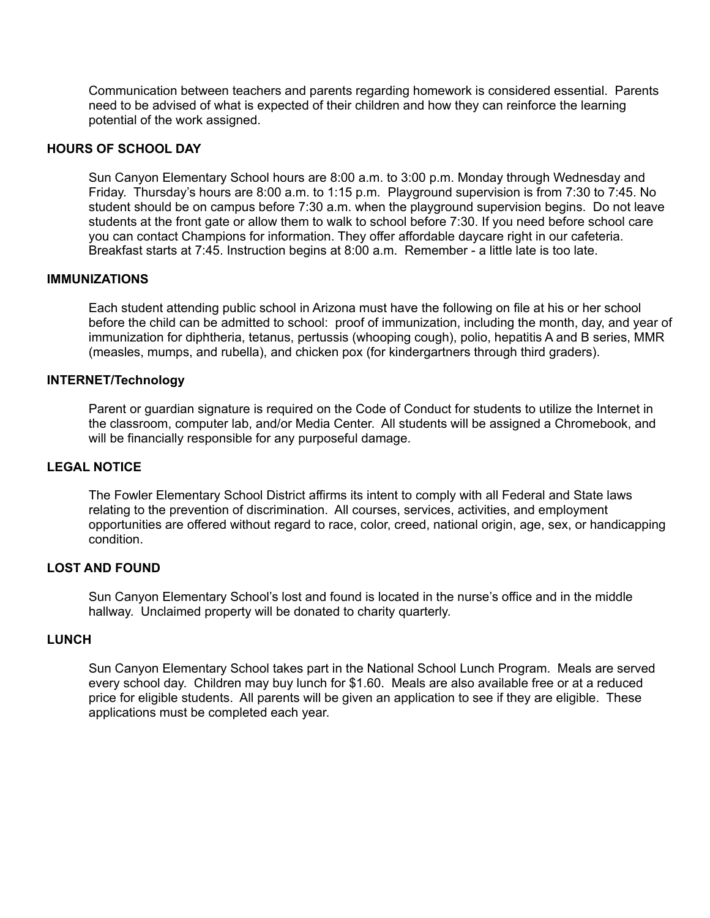Communication between teachers and parents regarding homework is considered essential. Parents need to be advised of what is expected of their children and how they can reinforce the learning potential of the work assigned.

**HOURS OF SCHOOL DAY**

Sun Canyon Elementary School hours are 8:00 a.m. to 3:00 p.m. Monday through Wednesday and Friday. Thursday's hours are 8:00 a.m. to 1:15 p.m. Playground supervision is from 7:30 to 7:45. No student should be on campus before 7:30 a.m. when the playground supervision begins. Do not leave students at the front gate or allow them to walk to school before 7:30. If you need before school care you can contact Champions for information. They offer affordable daycare right in our cafeteria. Breakfast starts at 7:45. Instruction begins at 8:00 a.m. Remember - a little late is too late.

**IMMUNIZATIONS**

Each student attending public school in Arizona must have the following on file at his or her school before the child can be admitted to school: proof of immunization, including the month, day, and year of immunization for diphtheria, tetanus, pertussis (whooping cough), polio, hepatitis A and B series, MMR (measles, mumps, and rubella), and chicken pox (for kindergartners through third graders).

**INTERNET/Technology**

Parent or guardian signature is required on the Code of Conduct for students to utilize the Internet in the classroom, computer lab, and/or Media Center. All students will be assigned a Chromebook, and will be financially responsible for any purposeful damage.

**LEGAL NOTICE**

The Fowler Elementary School District affirms its intent to comply with all Federal and State laws relating to the prevention of discrimination. All courses, services, activities, and employment opportunities are offered without regard to race, color, creed, national origin, age, sex, or handicapping condition.

**LOST AND FOUND**

Sun Canyon Elementary School's lost and found is located in the nurse's office and in the middle hallway. Unclaimed property will be donated to charity quarterly.

**LUNCH**

Sun Canyon Elementary School takes part in the National School Lunch Program. Meals are served every school day. Children may buy lunch for $1.60. Meals are also available free or at a reduced price for eligible students. All parents will be given an application to see if they are eligible. These applications must be completed each year.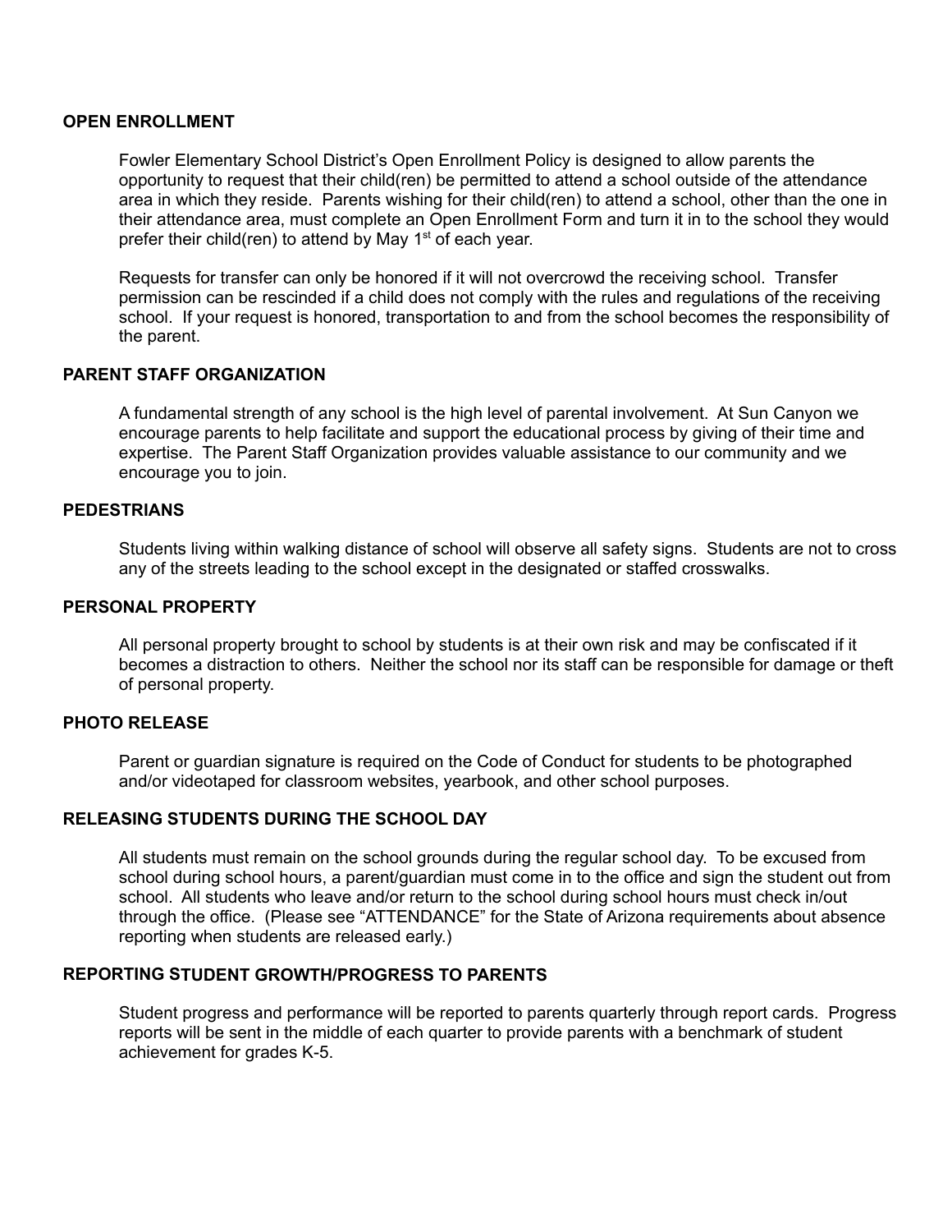## OPEN ENROLLMENT

Fowler Elementary School District's Open Enrollment Policy is designed to allow parents the opportunity to request that their child(ren) be permitted to attend a school outside of the attendance area in which they reside. Parents wishing for their child(ren) to attend a school, other than the one in their attendance area, must complete an Open Enrollment Form and turn it in to the school they would prefer their child(ren) to attend by May 1st of each year.

Requests for transfer can only be honored if it will not overcrowd the receiving school. Transfer permission can be rescinded if a child does not comply with the rules and regulations of the receiving school. If your request is honored, transportation to and from the school becomes the responsibility of the parent.

## PARENT STAFF ORGANIZATION

A fundamental strength of any school is the high level of parental involvement. At Sun Canyon we encourage parents to help facilitate and support the educational process by giving of their time and expertise. The Parent Staff Organization provides valuable assistance to our community and we encourage you to join.

## PEDESTRIANS

Students living within walking distance of school will observe all safety signs. Students are not to cross any of the streets leading to the school except in the designated or staffed crosswalks.

## PERSONAL PROPERTY

All personal property brought to school by students is at their own risk and may be confiscated if it becomes a distraction to others. Neither the school nor its staff can be responsible for damage or theft of personal property.

## PHOTO RELEASE

Parent or guardian signature is required on the Code of Conduct for students to be photographed and/or videotaped for classroom websites, yearbook, and other school purposes.

## RELEASING STUDENTS DURING THE SCHOOL DAY

All students must remain on the school grounds during the regular school day. To be excused from school during school hours, a parent/guardian must come in to the office and sign the student out from school. All students who leave and/or return to the school during school hours must check in/out through the office. (Please see "ATTENDANCE" for the State of Arizona requirements about absence reporting when students are released early.)

## REPORTING STUDENT GROWTH/PROGRESS TO PARENTS

Student progress and performance will be reported to parents quarterly through report cards. Progress reports will be sent in the middle of each quarter to provide parents with a benchmark of student achievement for grades K-5.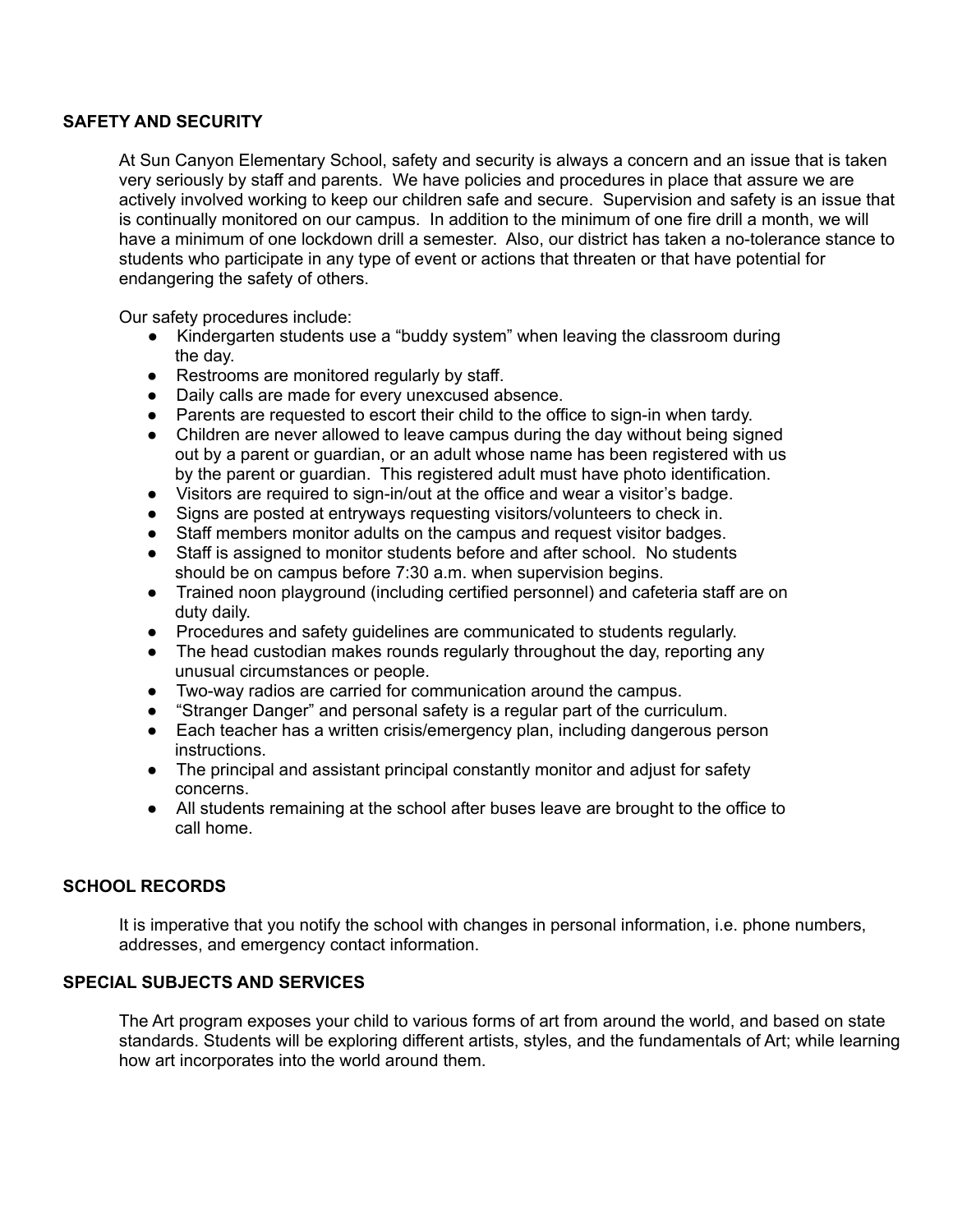## SAFETY AND SECURITY

At Sun Canyon Elementary School, safety and security is always a concern and an issue that is taken very seriously by staff and parents. We have policies and procedures in place that assure we are actively involved working to keep our children safe and secure. Supervision and safety is an issue that is continually monitored on our campus. In addition to the minimum of one fire drill a month, we will have a minimum of one lockdown drill a semester. Also, our district has taken a no-tolerance stance to students who participate in any type of event or actions that threaten or that have potential for endangering the safety of others.

Our safety procedures include:

- Kindergarten students use a "buddy system" when leaving the classroom during the day.
- Restrooms are monitored regularly by staff.
- Daily calls are made for every unexcused absence.
- Parents are requested to escort their child to the office to sign-in when tardy.
- Children are never allowed to leave campus during the day without being signed out by a parent or guardian, or an adult whose name has been registered with us by the parent or guardian. This registered adult must have photo identification.
- Visitors are required to sign-in/out at the office and wear a visitor's badge.
- Signs are posted at entryways requesting visitors/volunteers to check in.
- Staff members monitor adults on the campus and request visitor badges.
- Staff is assigned to monitor students before and after school. No students should be on campus before 7:30 a.m. when supervision begins.
- Trained noon playground (including certified personnel) and cafeteria staff are on duty daily.
- Procedures and safety guidelines are communicated to students regularly.
- The head custodian makes rounds regularly throughout the day, reporting any unusual circumstances or people.
- Two-way radios are carried for communication around the campus.
- "Stranger Danger" and personal safety is a regular part of the curriculum.
- Each teacher has a written crisis/emergency plan, including dangerous person instructions.
- The principal and assistant principal constantly monitor and adjust for safety concerns.
- All students remaining at the school after buses leave are brought to the office to call home.

## SCHOOL RECORDS

It is imperative that you notify the school with changes in personal information, i.e. phone numbers, addresses, and emergency contact information.

## SPECIAL SUBJECTS AND SERVICES

The Art program exposes your child to various forms of art from around the world, and based on state standards. Students will be exploring different artists, styles, and the fundamentals of Art; while learning how art incorporates into the world around them.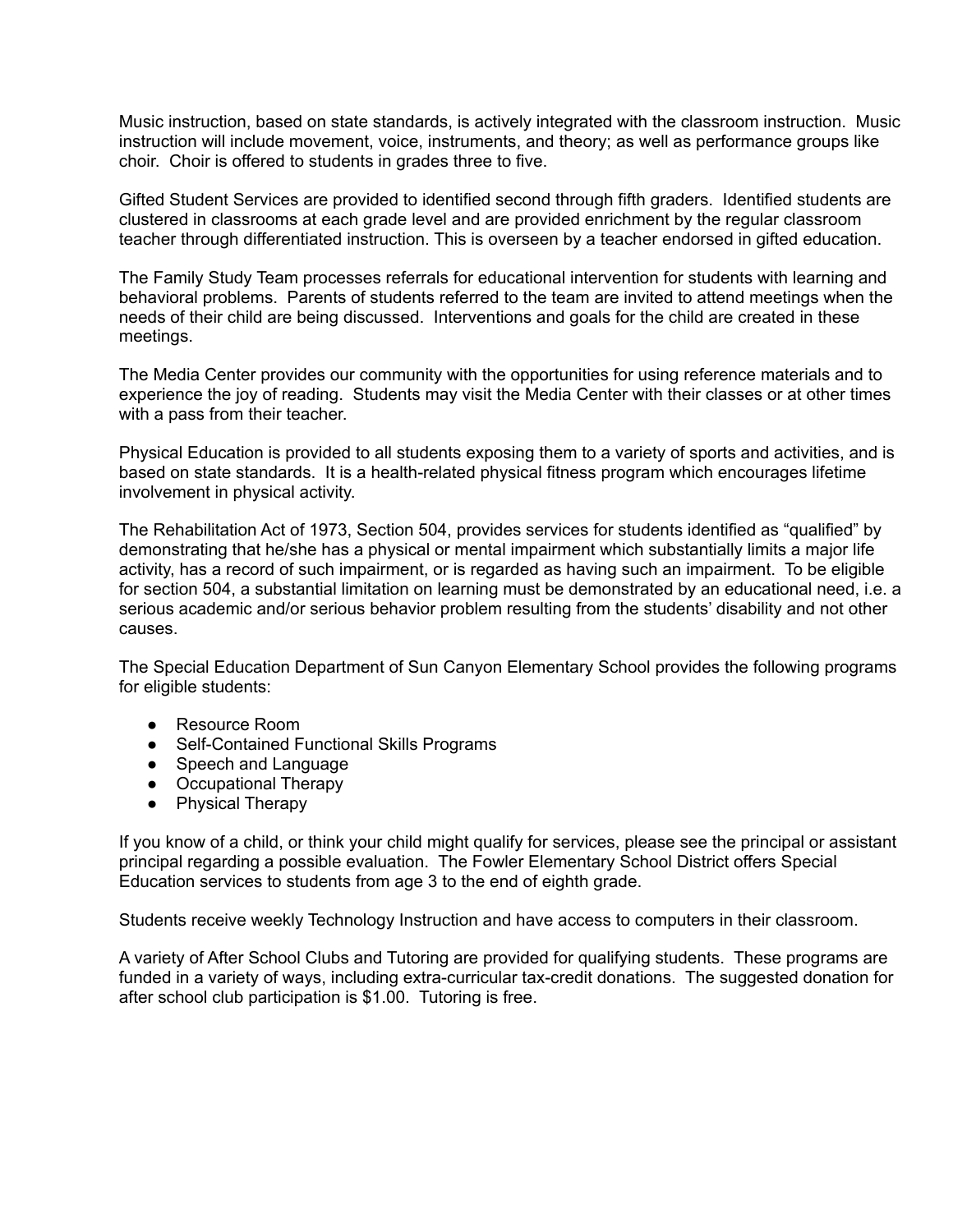Music instruction, based on state standards, is actively integrated with the classroom instruction. Music instruction will include movement, voice, instruments, and theory; as well as performance groups like choir. Choir is offered to students in grades three to five.

Gifted Student Services are provided to identified second through fifth graders. Identified students are clustered in classrooms at each grade level and are provided enrichment by the regular classroom teacher through differentiated instruction. This is overseen by a teacher endorsed in gifted education.

The Family Study Team processes referrals for educational intervention for students with learning and behavioral problems. Parents of students referred to the team are invited to attend meetings when the needs of their child are being discussed. Interventions and goals for the child are created in these meetings.

The Media Center provides our community with the opportunities for using reference materials and to experience the joy of reading. Students may visit the Media Center with their classes or at other times with a pass from their teacher.

Physical Education is provided to all students exposing them to a variety of sports and activities, and is based on state standards. It is a health-related physical fitness program which encourages lifetime involvement in physical activity.

The Rehabilitation Act of 1973, Section 504, provides services for students identified as "qualified" by demonstrating that he/she has a physical or mental impairment which substantially limits a major life activity, has a record of such impairment, or is regarded as having such an impairment. To be eligible for section 504, a substantial limitation on learning must be demonstrated by an educational need, i.e. a serious academic and/or serious behavior problem resulting from the students' disability and not other causes.

The Special Education Department of Sun Canyon Elementary School provides the following programs for eligible students:

- Resource Room
- Self-Contained Functional Skills Programs
- Speech and Language
- Occupational Therapy
- Physical Therapy

If you know of a child, or think your child might qualify for services, please see the principal or assistant principal regarding a possible evaluation. The Fowler Elementary School District offers Special Education services to students from age 3 to the end of eighth grade.

Students receive weekly Technology Instruction and have access to computers in their classroom.

A variety of After School Clubs and Tutoring are provided for qualifying students. These programs are funded in a variety of ways, including extra-curricular tax-credit donations. The suggested donation for after school club participation is $1.00. Tutoring is free.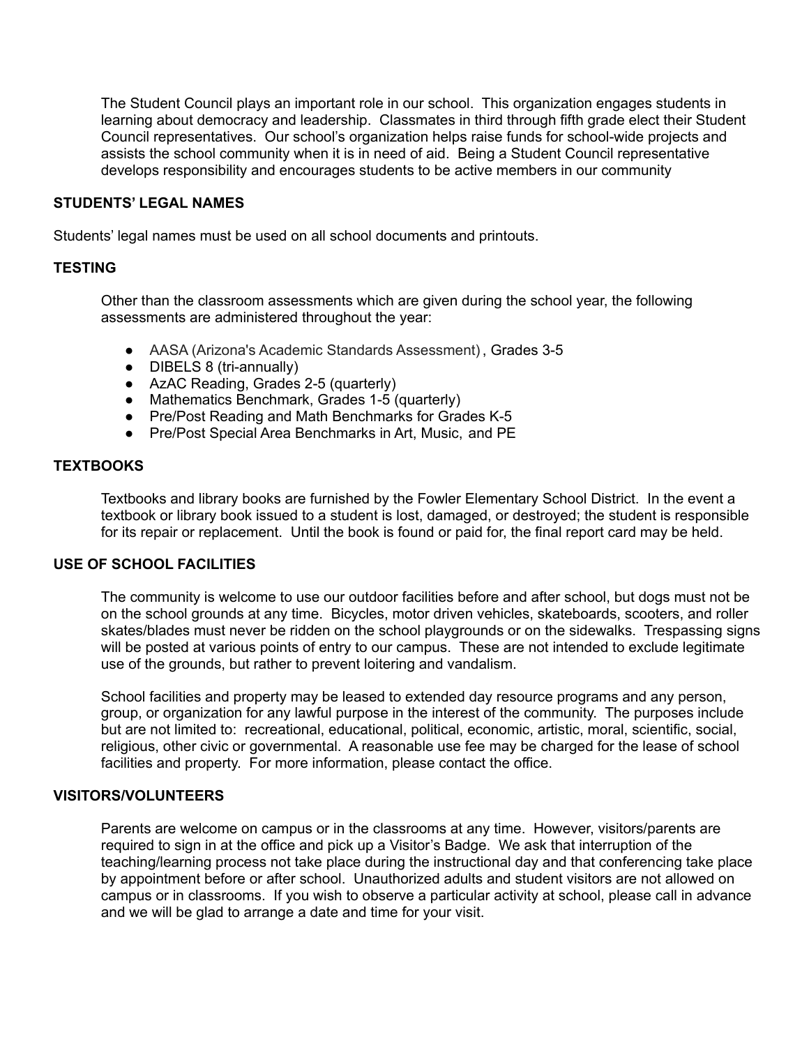The Student Council plays an important role in our school. This organization engages students in learning about democracy and leadership. Classmates in third through fifth grade elect their Student Council representatives. Our school's organization helps raise funds for school-wide projects and assists the school community when it is in need of aid. Being a Student Council representative develops responsibility and encourages students to be active members in our community

**STUDENTS' LEGAL NAMES**

Students' legal names must be used on all school documents and printouts.

**TESTING**

Other than the classroom assessments which are given during the school year, the following assessments are administered throughout the year:

- AASA (Arizona's Academic Standards Assessment), Grades 3-5
- DIBELS 8 (tri-annually)
- AzAC Reading, Grades 2-5 (quarterly)
- Mathematics Benchmark, Grades 1-5 (quarterly)
- Pre/Post Reading and Math Benchmarks for Grades K-5
- Pre/Post Special Area Benchmarks in Art, Music, and PE

**TEXTBOOKS**

Textbooks and library books are furnished by the Fowler Elementary School District. In the event a textbook or library book issued to a student is lost, damaged, or destroyed; the student is responsible for its repair or replacement. Until the book is found or paid for, the final report card may be held.

**USE OF SCHOOL FACILITIES**

The community is welcome to use our outdoor facilities before and after school, but dogs must not be on the school grounds at any time. Bicycles, motor driven vehicles, skateboards, scooters, and roller skates/blades must never be ridden on the school playgrounds or on the sidewalks. Trespassing signs will be posted at various points of entry to our campus. These are not intended to exclude legitimate use of the grounds, but rather to prevent loitering and vandalism.

School facilities and property may be leased to extended day resource programs and any person, group, or organization for any lawful purpose in the interest of the community. The purposes include but are not limited to: recreational, educational, political, economic, artistic, moral, scientific, social, religious, other civic or governmental. A reasonable use fee may be charged for the lease of school facilities and property. For more information, please contact the office.

**VISITORS/VOLUNTEERS**

Parents are welcome on campus or in the classrooms at any time. However, visitors/parents are required to sign in at the office and pick up a Visitor's Badge. We ask that interruption of the teaching/learning process not take place during the instructional day and that conferencing take place by appointment before or after school. Unauthorized adults and student visitors are not allowed on campus or in classrooms. If you wish to observe a particular activity at school, please call in advance and we will be glad to arrange a date and time for your visit.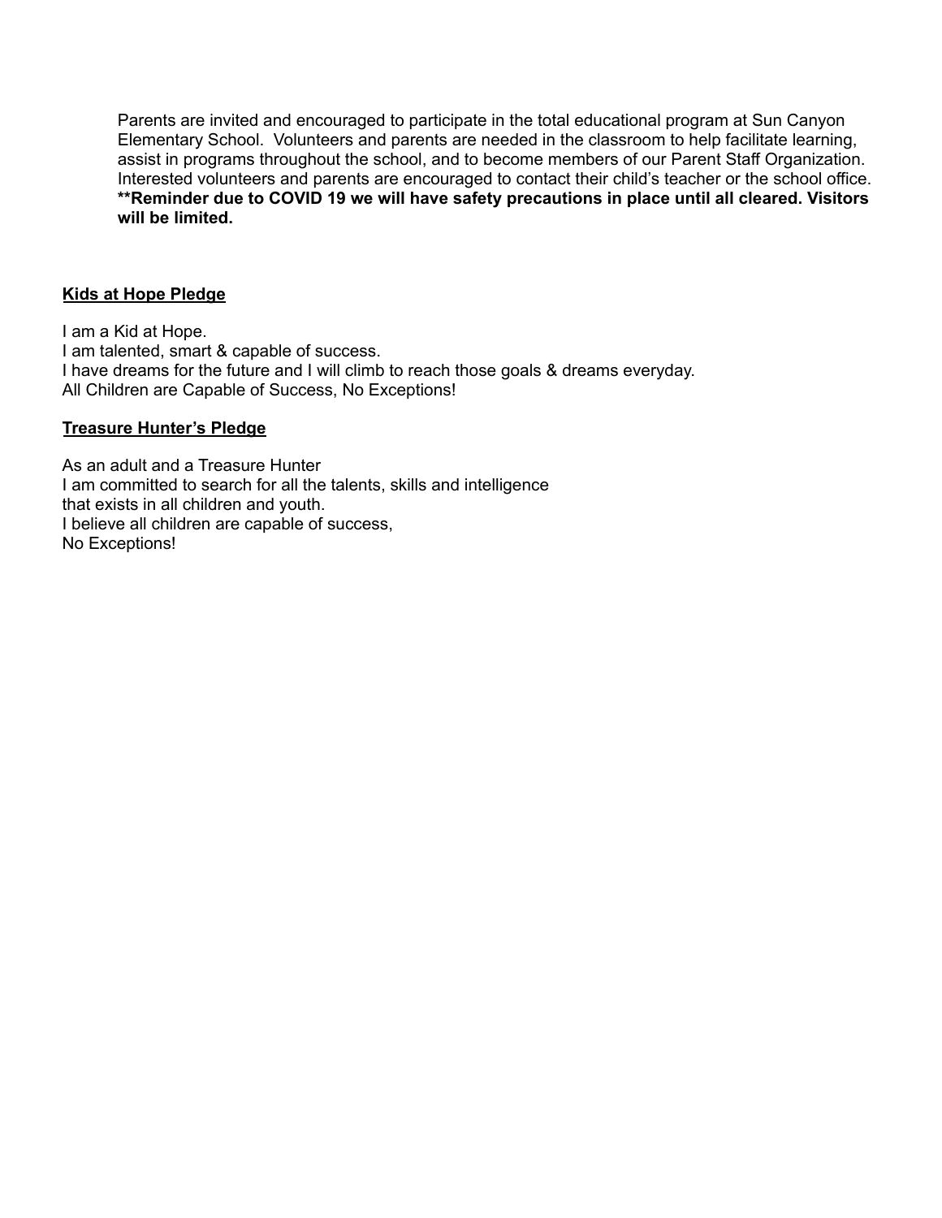Parents are invited and encouraged to participate in the total educational program at Sun Canyon Elementary School. Volunteers and parents are needed in the classroom to help facilitate learning, assist in programs throughout the school, and to become members of our Parent Staff Organization. Interested volunteers and parents are encouraged to contact their child's teacher or the school office. **\*\*Reminder due to COVID 19 we will have safety precautions in place until all cleared. Visitors will be limited.**

**Kids at Hope Pledge**

I am a Kid at Hope.
I am talented, smart & capable of success.
I have dreams for the future and I will climb to reach those goals & dreams everyday.
All Children are Capable of Success, No Exceptions!

**Treasure Hunter's Pledge**

As an adult and a Treasure Hunter
I am committed to search for all the talents, skills and intelligence
that exists in all children and youth.
I believe all children are capable of success,
No Exceptions!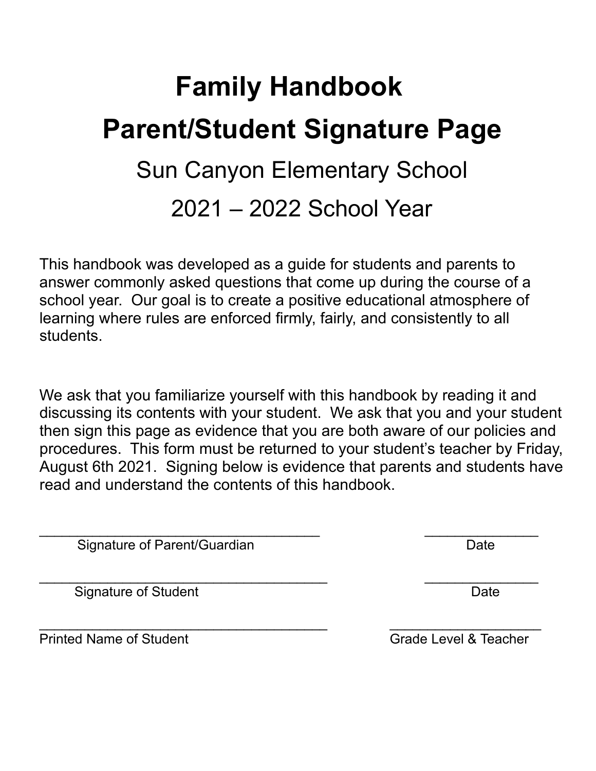# Family Handbook

# Parent/Student Signature Page

## Sun Canyon Elementary School

## 2021 – 2022 School Year

This handbook was developed as a guide for students and parents to answer commonly asked questions that come up during the course of a school year. Our goal is to create a positive educational atmosphere of learning where rules are enforced firmly, fairly, and consistently to all students.

We ask that you familiarize yourself with this handbook by reading it and discussing its contents with your student. We ask that you and your student then sign this page as evidence that you are both aware of our policies and procedures. This form must be returned to your student's teacher by Friday, August 6th 2021. Signing below is evidence that parents and students have read and understand the contents of this handbook.

_____________________________________ _______________

Signature of Parent/Guardian Date

_____________________________________ _______________

Signature of Student Date

_____________________________________ ____________________

Printed Name of Student Grade Level & Teacher